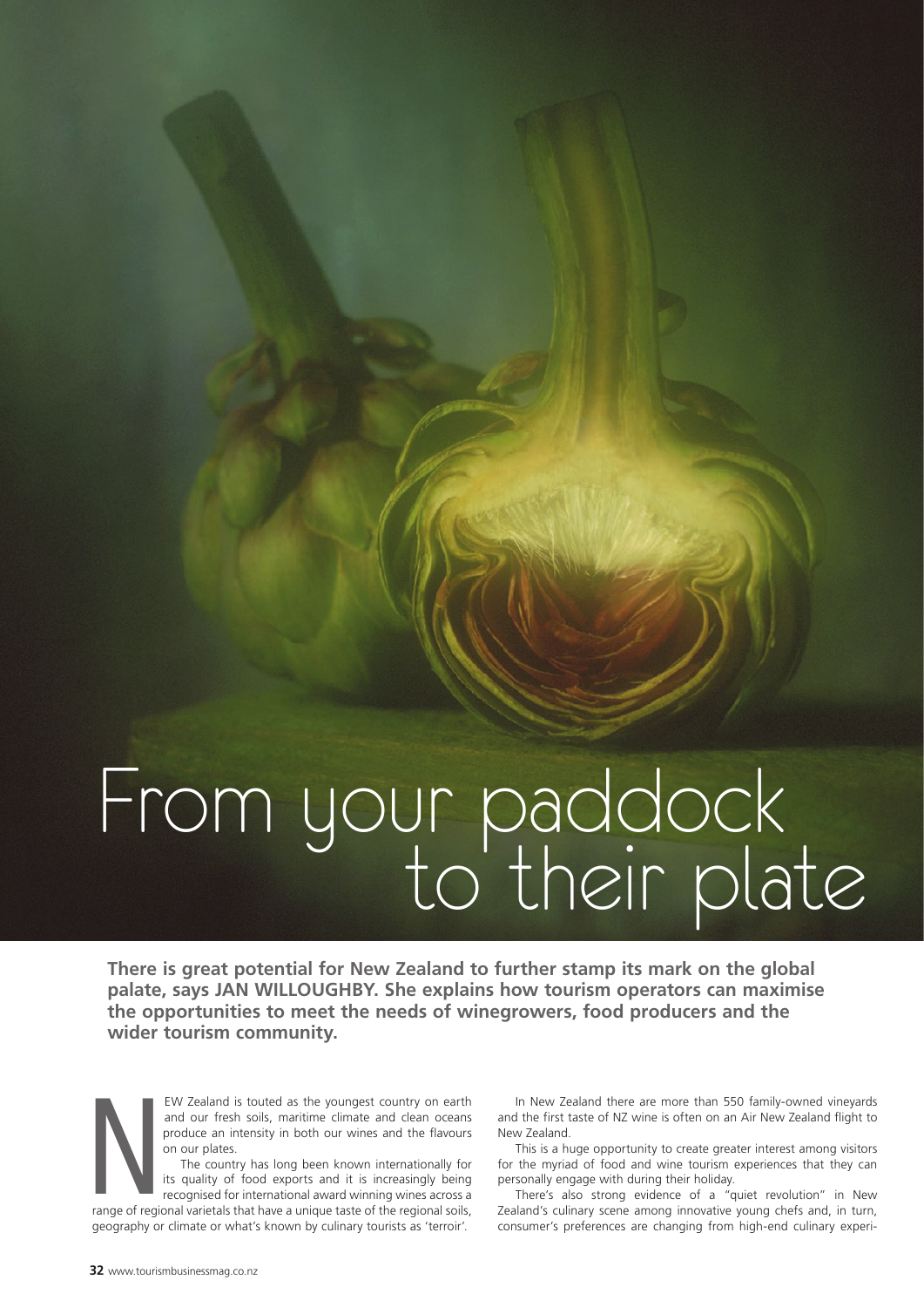# From your paddock to their plate

**There is great potential for New Zealand to further stamp its mark on the global palate, says JAN WILLOUGHBY. She explains how tourism operators can maximise the opportunities to meet the needs of winegrowers, food producers and the wider tourism community.**

NEW Zealand is touted as the youngest country on earth and our fresh soils, maritime climate and clean oceans produce an intensity in both our wines and the flavours on our plates.

The country has long been known internationally for its quality of food exports and it is increasingly being recognised for international award winning wines across a range of regional varietals that have a unique taste of the regional soils, geography or climate or what's known by culinary tourists as 'terroir'.

In New Zealand there are more than 550 family-owned vineyards and the first taste of NZ wine is often on an Air New Zealand flight to New Zealand.

This is a huge opportunity to create greater interest among visitors for the myriad of food and wine tourism experiences that they can personally engage with during their holiday.

There's also strong evidence of a "quiet revolution" in New Zealand's culinary scene among innovative young chefs and, in turn, consumer's preferences are changing from high-end culinary experi-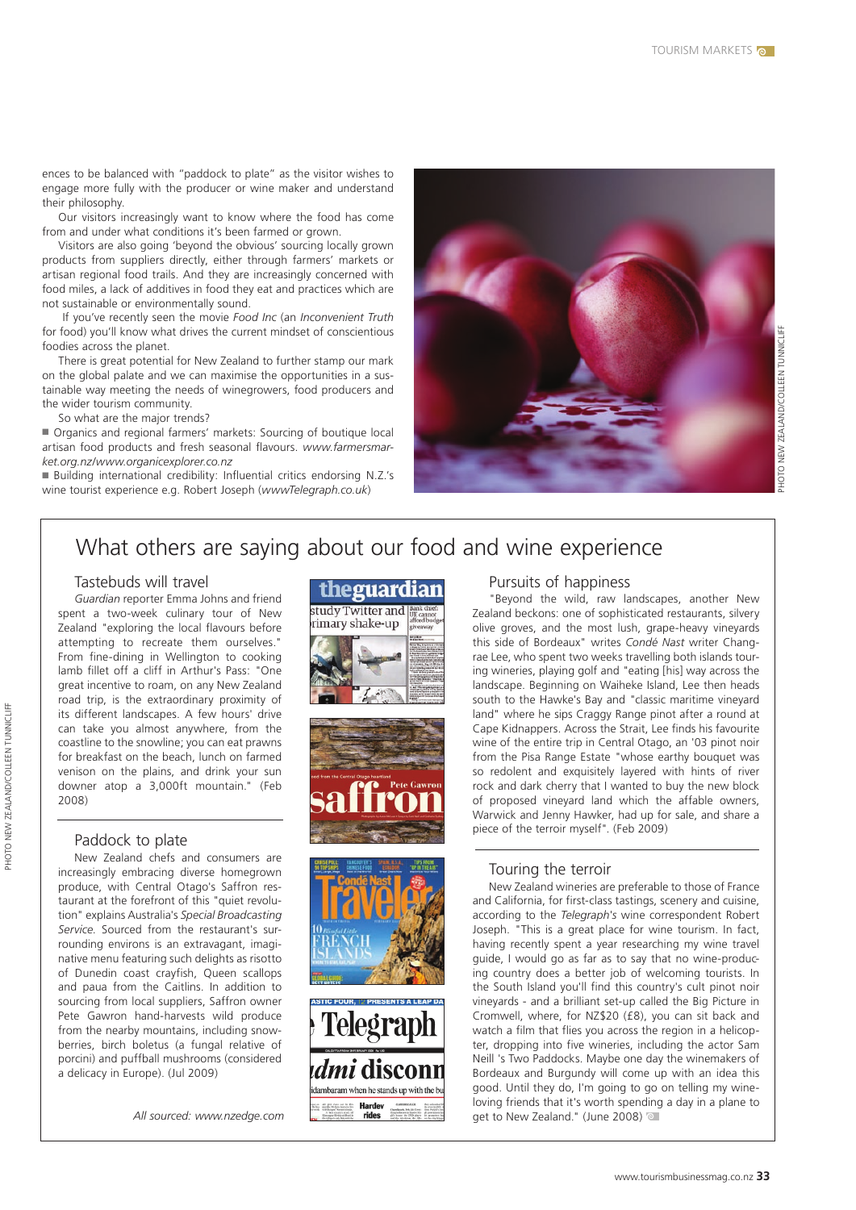ences to be balanced with "paddock to plate" as the visitor wishes to engage more fully with the producer or wine maker and understand their philosophy.

Our visitors increasingly want to know where the food has come from and under what conditions it's been farmed or grown.

Visitors are also going 'beyond the obvious' sourcing locally grown products from suppliers directly, either through farmers' markets or artisan regional food trails. And they are increasingly concerned with food miles, a lack of additives in food they eat and practices which are not sustainable or environmentally sound.

If you've recently seen the movie *Food Inc* (an *Inconvenient Truth* for food) you'll know what drives the current mindset of conscientious foodies across the planet.

There is great potential for New Zealand to further stamp our mark on the global palate and we can maximise the opportunities in a sustainable way meeting the needs of winegrowers, food producers and the wider tourism community.

So what are the major trends?

- Organics and regional farmers' markets: Sourcing of boutique local artisan food products and fresh seasonal flavours. *www.farmersmarket.org.nz/www.organicexplorer.co.nz*
- Building international credibility: Influential critics endorsing N.Z.'s wine tourist experience e.g. Robert Joseph (*wwwTelegraph.co.uk*)

PHOTO NEW ZEALAND/COLLEEN TUNNICLIFF

## What others are saying about our food and wine experience

### Tastebuds will travel

*Guardian* reporter Emma Johns and friend spent a two-week culinary tour of New Zealand "exploring the local flavours before attempting to recreate them ourselves." From fine-dining in Wellington to cooking lamb fillet off a cliff in Arthur's Pass: "One great incentive to roam, on any New Zealand road trip, is the extraordinary proximity of its different landscapes. A few hours' drive can take you almost anywhere, from the coastline to the snowline; you can eat prawns for breakfast on the beach, lunch on farmed venison on the plains, and drink your sun downer atop a 3,000ft mountain." (Feb 2008)

### Paddock to plate

New Zealand chefs and consumers are increasingly embracing diverse homegrown produce, with Central Otago's Saffron restaurant at the forefront of this "quiet revolution" explains Australia's *Special Broadcasting Service*. Sourced from the restaurant's surrounding environs is an extravagant, imaginative menu featuring such delights as risotto of Dunedin coast crayfish, Queen scallops and paua from the Caitlins. In addition to sourcing from local suppliers, Saffron owner Pete Gawron hand-harvests wild produce from the nearby mountains, including snowberries, birch boletus (a fungal relative of porcini) and puffball mushrooms (considered a delicacy in Europe). (Jul 2009)

*All sourced: www.nzedge.com*

### Pursuits of happiness

"Beyond the wild, raw landscapes, another New Zealand beckons: one of sophisticated restaurants, silvery olive groves, and the most lush, grape-heavy vineyards this side of Bordeaux" writes *Condé Nast* writer Chang-rae Lee, who spent two weeks travelling both islands touring wineries, playing golf and "eating [his] way across the landscape. Beginning on Waiheke Island, Lee then heads south to the Hawke's Bay and "classic maritime vineyard land" where he sips Craggy Range pinot after a round at Cape Kidnappers. Across the Strait, Lee finds his favourite wine of the entire trip in Central Otago, an '03 pinot noir from the Pisa Range Estate "whose earthy bouquet was so redolent and exquisitely layered with hints of river rock and dark cherry that I wanted to buy the new block of proposed vineyard land which the affable owners, Warwick and Jenny Hawker, had up for sale, and share a piece of the terroir myself". (Feb 2009)

### Touring the terroir

New Zealand wineries are preferable to those of France and California, for first-class tastings, scenery and cuisine, according to the *Telegraph's* wine correspondent Robert Joseph. "This is a great place for wine tourism. In fact, having recently spent a year researching my wine travel guide, I would go as far as to say that no wine-producing country does a better job of welcoming tourists. In the South Island you'll find this country's cult pinot noir vineyards - and a brilliant set-up called the Big Picture in Cromwell, where, for NZ$20 (£8), you can sit back and watch a film that flies you across the region in a helicopter, dropping into five wineries, including the actor Sam Neill 's Two Paddocks. Maybe one day the winemakers of Bordeaux and Burgundy will come up with an idea this good. Until they do, I'm going to go on telling my wine-loving friends that it's worth spending a day in a plane to get to New Zealand." (June 2008)

PHOTO NEW ZEALAND/COLLEEN TUNNICLIFF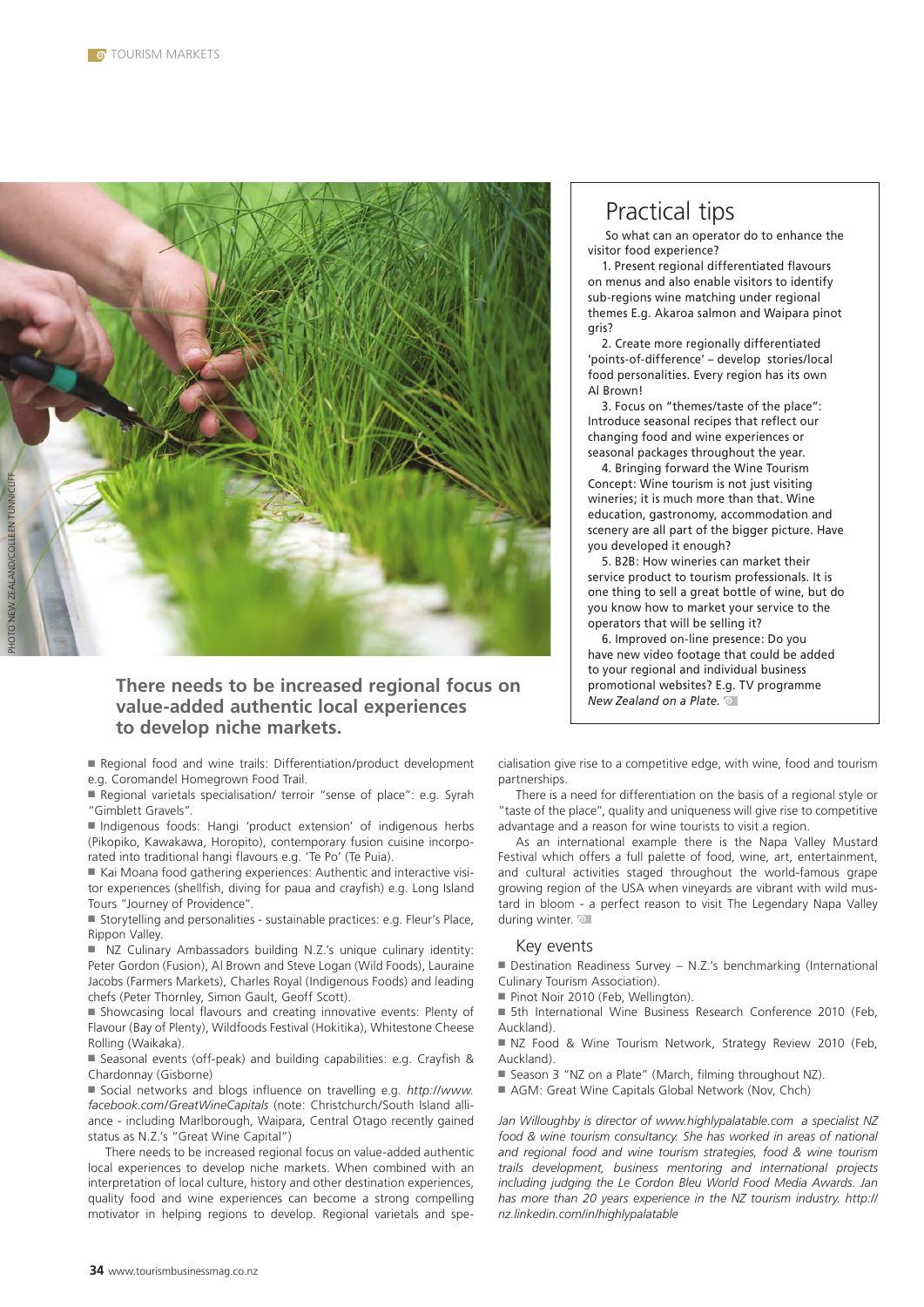**There needs to be increased regional focus on value-added authentic local experiences to develop niche markets.**

- Regional food and wine trails: Differentiation/product development e.g. Coromandel Homegrown Food Trail.
- Regional varietals specialisation/ terroir "sense of place": e.g. Syrah "Gimblett Gravels".
- Indigenous foods: Hangi 'product extension' of indigenous herbs (Pikopiko, Kawakawa, Horopito), contemporary fusion cuisine incorporated into traditional hangi flavours e.g. 'Te Po' (Te Puia).
- Kai Moana food gathering experiences: Authentic and interactive visitor experiences (shellfish, diving for paua and crayfish) e.g. Long Island Tours "Journey of Providence".
- Storytelling and personalities - sustainable practices: e.g. Fleur's Place, Rippon Valley.
- NZ Culinary Ambassadors building N.Z.'s unique culinary identity: Peter Gordon (Fusion), Al Brown and Steve Logan (Wild Foods), Lauraine Jacobs (Farmers Markets), Charles Royal (Indigenous Foods) and leading chefs (Peter Thornley, Simon Gault, Geoff Scott).
- Showcasing local flavours and creating innovative events: Plenty of Flavour (Bay of Plenty), Wildfoods Festival (Hokitika), Whitestone Cheese Rolling (Waikaka).
- Seasonal events (off-peak) and building capabilities: e.g. Crayfish & Chardonnay (Gisborne)
- Social networks and blogs influence on travelling e.g. *http://www.facebook.com/GreatWineCapitals* (note: Christchurch/South Island alliance - including Marlborough, Waipara, Central Otago recently gained status as N.Z.'s "Great Wine Capital")

There needs to be increased regional focus on value-added authentic local experiences to develop niche markets. When combined with an interpretation of local culture, history and other destination experiences, quality food and wine experiences can become a strong compelling motivator in helping regions to develop. Regional varietals and specialisation give rise to a competitive edge, with wine, food and tourism partnerships.

There is a need for differentiation on the basis of a regional style or "taste of the place", quality and uniqueness will give rise to competitive advantage and a reason for wine tourists to visit a region.

As an international example there is the Napa Valley Mustard Festival which offers a full palette of food, wine, art, entertainment, and cultural activities staged throughout the world-famous grape growing region of the USA when vineyards are vibrant with wild mustard in bloom - a perfect reason to visit The Legendary Napa Valley during winter.

## Key events

- Destination Readiness Survey – N.Z.'s benchmarking (International Culinary Tourism Association).
- Pinot Noir 2010 (Feb, Wellington).
- 5th International Wine Business Research Conference 2010 (Feb, Auckland).
- NZ Food & Wine Tourism Network, Strategy Review 2010 (Feb, Auckland).
- Season 3 "NZ on a Plate" (March, filming throughout NZ).
- AGM: Great Wine Capitals Global Network (Nov, Chch)

*Jan Willoughby is director of www.highlypalatable.com a specialist NZ food & wine tourism consultancy. She has worked in areas of national and regional food and wine tourism strategies, food & wine tourism trails development, business mentoring and international projects including judging the Le Cordon Bleu World Food Media Awards. Jan has more than 20 years experience in the NZ tourism industry. http://nz.linkedin.com/in/highlypalatable*

## Practical tips

So what can an operator do to enhance the visitor food experience?

1. Present regional differentiated flavours on menus and also enable visitors to identify sub-regions wine matching under regional themes E.g. Akaroa salmon and Waipara pinot gris?
2. Create more regionally differentiated 'points-of-difference' – develop stories/local food personalities. Every region has its own Al Brown!
3. Focus on "themes/taste of the place": Introduce seasonal recipes that reflect our changing food and wine experiences or seasonal packages throughout the year.
4. Bringing forward the Wine Tourism Concept: Wine tourism is not just visiting wineries; it is much more than that. Wine education, gastronomy, accommodation and scenery are all part of the bigger picture. Have you developed it enough?
5. B2B: How wineries can market their service product to tourism professionals. It is one thing to sell a great bottle of wine, but do you know how to market your service to the operators that will be selling it?
6. Improved on-line presence: Do you have new video footage that could be added to your regional and individual business promotional websites? E.g. TV programme *New Zealand on a Plate.*